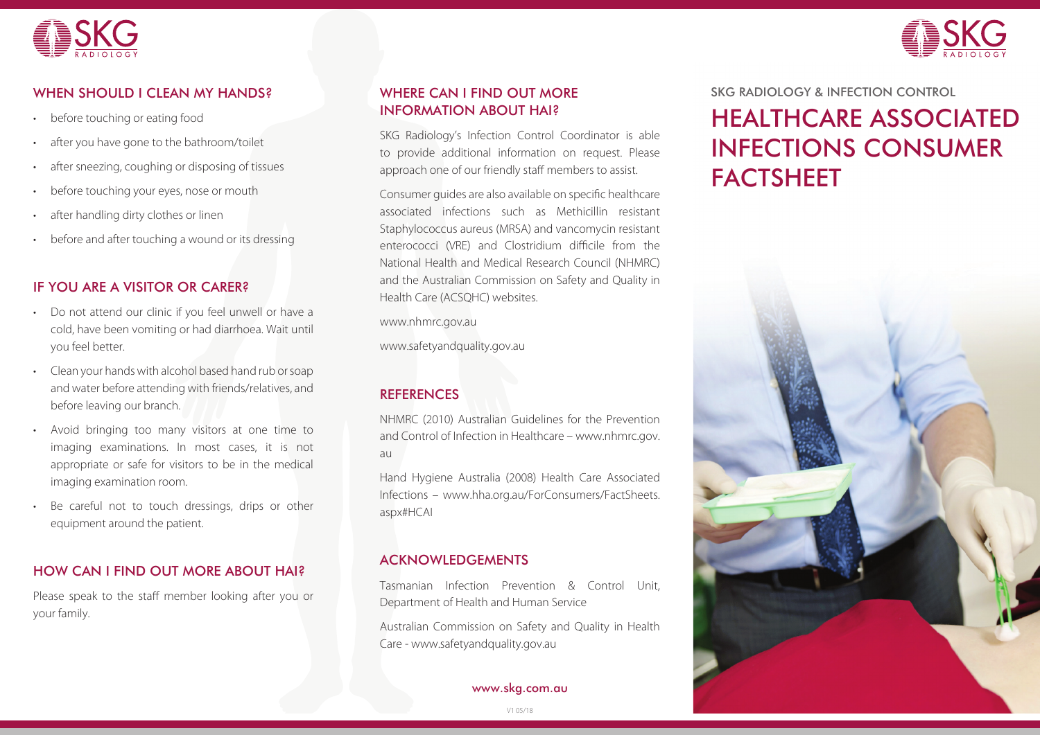## WHEN SHOULD I CLEAN MY HANDS?

- before touching or eating food
- after you have gone to the bathroom/toilet
- after sneezing, coughing or disposing of tissues
- before touching your eyes, nose or mouth
- after handling dirty clothes or linen
- before and after touching a wound or its dressing

## IF YOU ARE A VISITOR OR CARER?

- Do not attend our clinic if you feel unwell or have a cold, have been vomiting or had diarrhoea. Wait until you feel better.
- Clean your hands with alcohol based hand rub or soap and water before attending with friends/relatives, and before leaving our branch.
- Avoid bringing too many visitors at one time to imaging examinations. In most cases, it is not appropriate or safe for visitors to be in the medical imaging examination room.
- Be careful not to touch dressings, drips or other equipment around the patient.

## HOW CAN I FIND OUT MORE ABOUT HAI?

Please speak to the staff member looking after you or your family.

## WHERE CAN I FIND OUT MORE INFORMATION ABOUT HAI?

SKG Radiology's Infection Control Coordinator is able to provide additional information on request. Please approach one of our friendly staff members to assist.

Consumer guides are also available on specific healthcare associated infections such as Methicillin resistant Staphylococcus aureus (MRSA) and vancomycin resistant enterococci (VRE) and Clostridium difficile from the National Health and Medical Research Council (NHMRC) and the Australian Commission on Safety and Quality in Health Care (ACSQHC) websites.

www.nhmrc.gov.au

www.safetyandquality.gov.au

## REFERENCES

NHMRC (2010) Australian Guidelines for the Prevention and Control of Infection in Healthcare – www.nhmrc.gov.au

Hand Hygiene Australia (2008) Health Care Associated Infections – www.hha.org.au/ForConsumers/FactSheets.aspx#HCAI

## ACKNOWLEDGEMENTS

Tasmanian Infection Prevention & Control Unit, Department of Health and Human Service

Australian Commission on Safety and Quality in Health Care - www.safetyandquality.gov.au

www.skg.com.au

V1 05/18

SKG RADIOLOGY & INFECTION CONTROL

# HEALTHCARE ASSOCIATED INFECTIONS CONSUMER FACTSHEET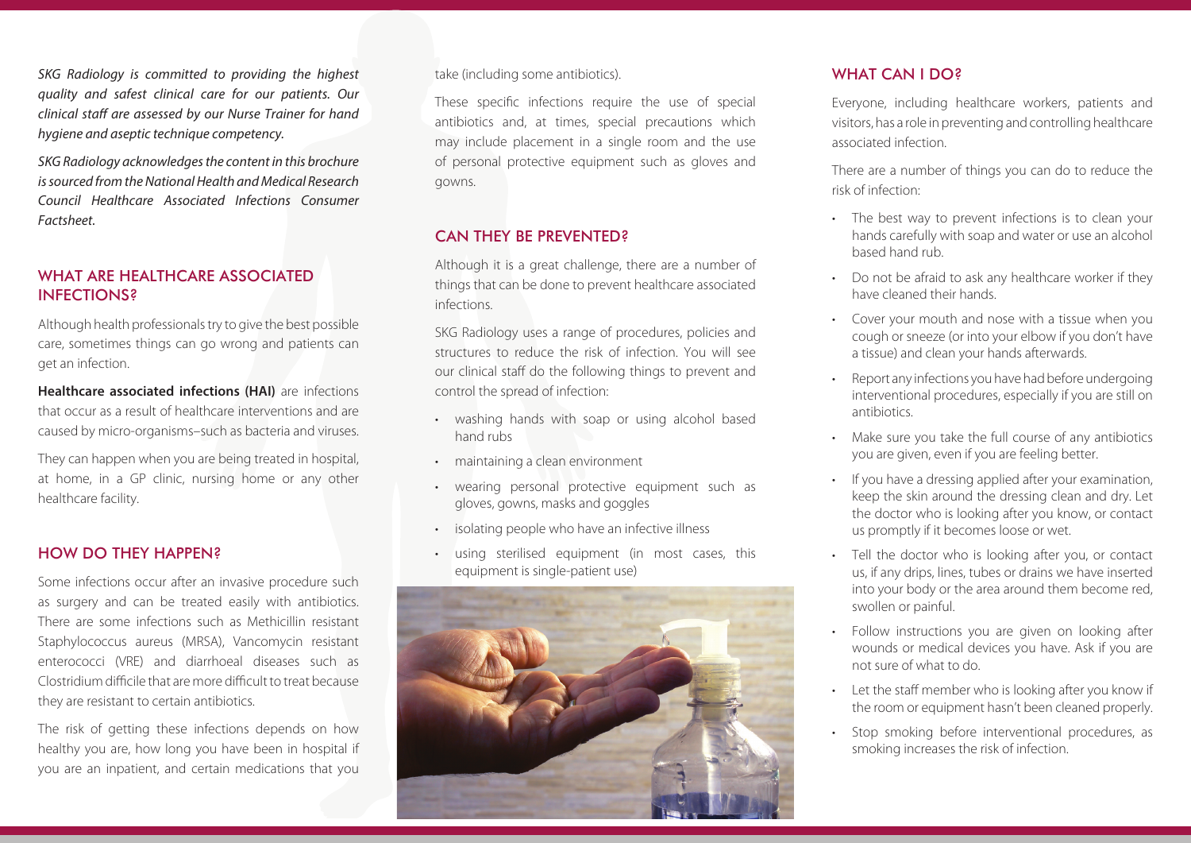*SKG Radiology is committed to providing the highest quality and safest clinical care for our patients. Our clinical staff are assessed by our Nurse Trainer for hand hygiene and aseptic technique competency.*

*SKG Radiology acknowledges the content in this brochure is sourced from the National Health and Medical Research Council Healthcare Associated Infections Consumer Factsheet.*

## WHAT ARE HEALTHCARE ASSOCIATED INFECTIONS?

Although health professionals try to give the best possible care, sometimes things can go wrong and patients can get an infection.

**Healthcare associated infections (HAI)** are infections that occur as a result of healthcare interventions and are caused by micro-organisms–such as bacteria and viruses.

They can happen when you are being treated in hospital, at home, in a GP clinic, nursing home or any other healthcare facility.

## HOW DO THEY HAPPEN?

Some infections occur after an invasive procedure such as surgery and can be treated easily with antibiotics. There are some infections such as Methicillin resistant Staphylococcus aureus (MRSA), Vancomycin resistant enterococci (VRE) and diarrhoeal diseases such as Clostridium difficile that are more difficult to treat because they are resistant to certain antibiotics.

The risk of getting these infections depends on how healthy you are, how long you have been in hospital if you are an inpatient, and certain medications that you take (including some antibiotics).

These specific infections require the use of special antibiotics and, at times, special precautions which may include placement in a single room and the use of personal protective equipment such as gloves and gowns.

## CAN THEY BE PREVENTED?

Although it is a great challenge, there are a number of things that can be done to prevent healthcare associated infections.

SKG Radiology uses a range of procedures, policies and structures to reduce the risk of infection. You will see our clinical staff do the following things to prevent and control the spread of infection:

- washing hands with soap or using alcohol based hand rubs
- maintaining a clean environment
- wearing personal protective equipment such as gloves, gowns, masks and goggles
- isolating people who have an infective illness
- using sterilised equipment (in most cases, this equipment is single-patient use)

## WHAT CAN I DO?

Everyone, including healthcare workers, patients and visitors, has a role in preventing and controlling healthcare associated infection.

There are a number of things you can do to reduce the risk of infection:

- The best way to prevent infections is to clean your hands carefully with soap and water or use an alcohol based hand rub.
- Do not be afraid to ask any healthcare worker if they have cleaned their hands.
- Cover your mouth and nose with a tissue when you cough or sneeze (or into your elbow if you don't have a tissue) and clean your hands afterwards.
- Report any infections you have had before undergoing interventional procedures, especially if you are still on antibiotics.
- Make sure you take the full course of any antibiotics you are given, even if you are feeling better.
- If you have a dressing applied after your examination, keep the skin around the dressing clean and dry. Let the doctor who is looking after you know, or contact us promptly if it becomes loose or wet.
- Tell the doctor who is looking after you, or contact us, if any drips, lines, tubes or drains we have inserted into your body or the area around them become red, swollen or painful.
- Follow instructions you are given on looking after wounds or medical devices you have. Ask if you are not sure of what to do.
- Let the staff member who is looking after you know if the room or equipment hasn't been cleaned properly.
- Stop smoking before interventional procedures, as smoking increases the risk of infection.